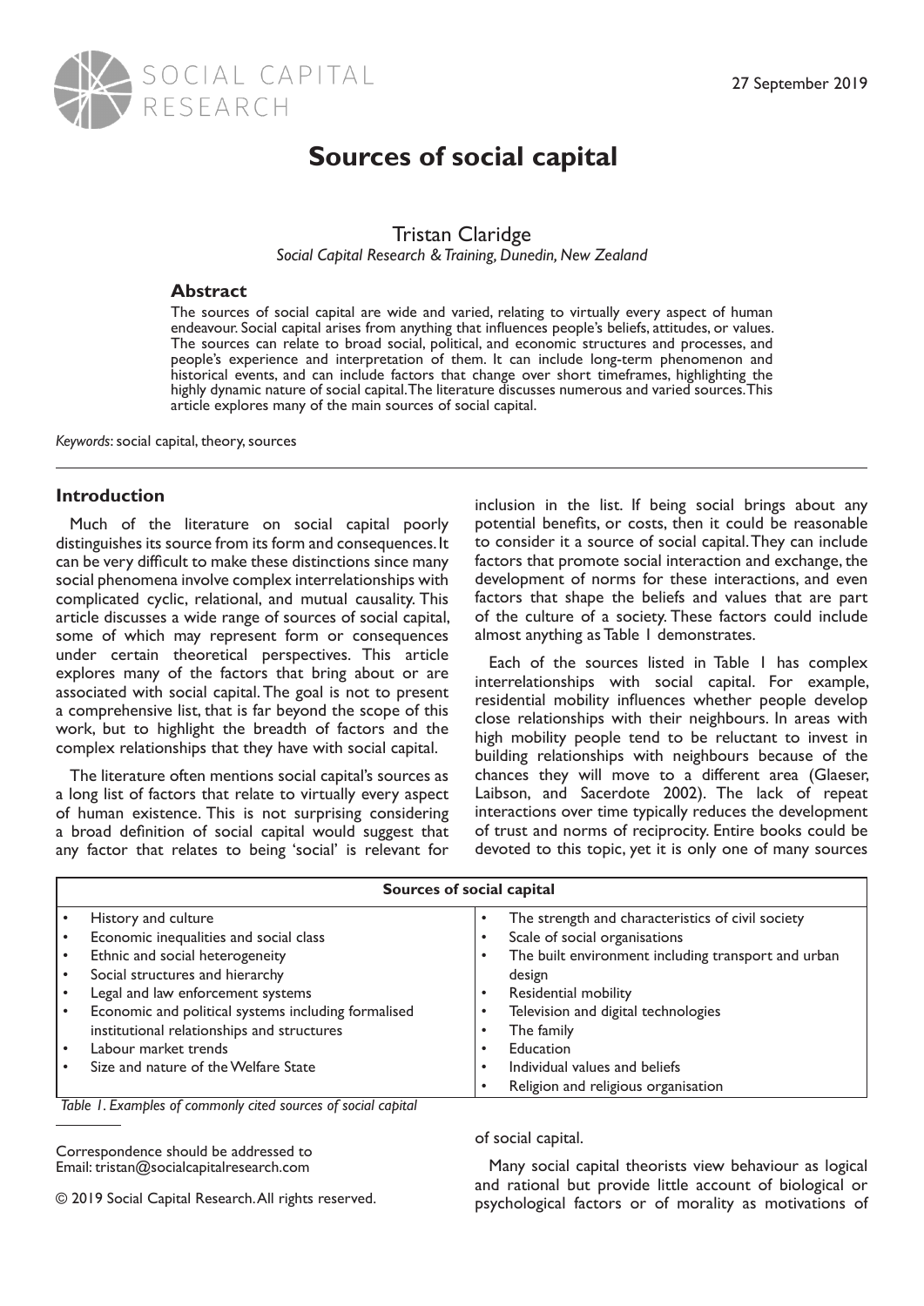# Sources of social capital

Tristan Claridge

*Social Capital Research & Training, Dunedin, New Zealand*

27 September 2019

### Abstract

The sources of social capital are wide and varied, relating to virtually every aspect of human endeavour. Social capital arises from anything that influences people's beliefs, attitudes, or values. The sources can relate to broad social, political, and economic structures and processes, and people's experience and interpretation of them. It can include long-term phenomenon and historical events, and can include factors that change over short timeframes, highlighting the highly dynamic nature of social capital. The literature discusses numerous and varied sources. This article explores many of the main sources of social capital.

*Keywords*: social capital, theory, sources

## Introduction

Much of the literature on social capital poorly distinguishes its source from its form and consequences. It can be very difficult to make these distinctions since many social phenomena involve complex interrelationships with complicated cyclic, relational, and mutual causality. This article discusses a wide range of sources of social capital, some of which may represent form or consequences under certain theoretical perspectives. This article explores many of the factors that bring about or are associated with social capital. The goal is not to present a comprehensive list, that is far beyond the scope of this work, but to highlight the breadth of factors and the complex relationships that they have with social capital.

The literature often mentions social capital's sources as a long list of factors that relate to virtually every aspect of human existence. This is not surprising considering a broad definition of social capital would suggest that any factor that relates to being 'social' is relevant for inclusion in the list. If being social brings about any potential benefits, or costs, then it could be reasonable to consider it a source of social capital. They can include factors that promote social interaction and exchange, the development of norms for these interactions, and even factors that shape the beliefs and values that are part of the culture of a society. These factors could include almost anything as Table 1 demonstrates.

Each of the sources listed in Table 1 has complex interrelationships with social capital. For example, residential mobility influences whether people develop close relationships with their neighbours. In areas with high mobility people tend to be reluctant to invest in building relationships with neighbours because of the chances they will move to a different area (Glaeser, Laibson, and Sacerdote 2002). The lack of repeat interactions over time typically reduces the development of trust and norms of reciprocity. Entire books could be devoted to this topic, yet it is only one of many sources of social capital.

| Sources of social capital | |
|---|---|
| • History and culture | • The strength and characteristics of civil society |
| • Economic inequalities and social class | • Scale of social organisations |
| • Ethnic and social heterogeneity | • The built environment including transport and urban design |
| • Social structures and hierarchy | • Residential mobility |
| • Legal and law enforcement systems | • Television and digital technologies |
| • Economic and political systems including formalised institutional relationships and structures | • The family |
| • Labour market trends | • Education |
| • Size and nature of the Welfare State | • Individual values and beliefs |
| | • Religion and religious organisation |

*Table 1. Examples of commonly cited sources of social capital*

Many social capital theorists view behaviour as logical and rational but provide little account of biological or psychological factors or of morality as motivations of

Correspondence should be addressed to
Email: tristan@socialcapitalresearch.com

© 2019 Social Capital Research. All rights reserved.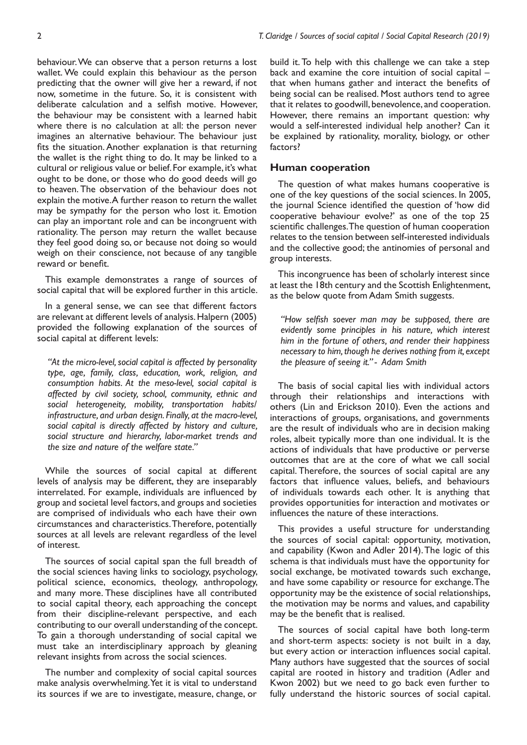behaviour. We can observe that a person returns a lost wallet. We could explain this behaviour as the person predicting that the owner will give her a reward, if not now, sometime in the future. So, it is consistent with deliberate calculation and a selfish motive. However, the behaviour may be consistent with a learned habit where there is no calculation at all: the person never imagines an alternative behaviour. The behaviour just fits the situation. Another explanation is that returning the wallet is the right thing to do. It may be linked to a cultural or religious value or belief. For example, it's what ought to be done, or those who do good deeds will go to heaven. The observation of the behaviour does not explain the motive. A further reason to return the wallet may be sympathy for the person who lost it. Emotion can play an important role and can be incongruent with rationality. The person may return the wallet because they feel good doing so, or because not doing so would weigh on their conscience, not because of any tangible reward or benefit.

This example demonstrates a range of sources of social capital that will be explored further in this article.

In a general sense, we can see that different factors are relevant at different levels of analysis. Halpern (2005) provided the following explanation of the sources of social capital at different levels:

> *"At the micro-level, social capital is affected by personality type, age, family, class, education, work, religion, and consumption habits. At the meso-level, social capital is affected by civil society, school, community, ethnic and social heterogeneity, mobility, transportation habits/ infrastructure, and urban design. Finally, at the macro-level, social capital is directly affected by history and culture, social structure and hierarchy, labor-market trends and the size and nature of the welfare state."*

While the sources of social capital at different levels of analysis may be different, they are inseparably interrelated. For example, individuals are influenced by group and societal level factors, and groups and societies are comprised of individuals who each have their own circumstances and characteristics. Therefore, potentially sources at all levels are relevant regardless of the level of interest.

The sources of social capital span the full breadth of the social sciences having links to sociology, psychology, political science, economics, theology, anthropology, and many more. These disciplines have all contributed to social capital theory, each approaching the concept from their discipline-relevant perspective, and each contributing to our overall understanding of the concept. To gain a thorough understanding of social capital we must take an interdisciplinary approach by gleaning relevant insights from across the social sciences.

The number and complexity of social capital sources make analysis overwhelming. Yet it is vital to understand its sources if we are to investigate, measure, change, or build it. To help with this challenge we can take a step back and examine the core intuition of social capital – that when humans gather and interact the benefits of being social can be realised. Most authors tend to agree that it relates to goodwill, benevolence, and cooperation. However, there remains an important question: why would a self-interested individual help another? Can it be explained by rationality, morality, biology, or other factors?

## Human cooperation

The question of what makes humans cooperative is one of the key questions of the social sciences. In 2005, the journal Science identified the question of 'how did cooperative behaviour evolve?' as one of the top 25 scientific challenges. The question of human cooperation relates to the tension between self-interested individuals and the collective good; the antinomies of personal and group interests.

This incongruence has been of scholarly interest since at least the 18th century and the Scottish Enlightenment, as the below quote from Adam Smith suggests.

> *"How selfish soever man may be supposed, there are evidently some principles in his nature, which interest him in the fortune of others, and render their happiness necessary to him, though he derives nothing from it, except the pleasure of seeing it." - Adam Smith*

The basis of social capital lies with individual actors through their relationships and interactions with others (Lin and Erickson 2010). Even the actions and interactions of groups, organisations, and governments are the result of individuals who are in decision making roles, albeit typically more than one individual. It is the actions of individuals that have productive or perverse outcomes that are at the core of what we call social capital. Therefore, the sources of social capital are any factors that influence values, beliefs, and behaviours of individuals towards each other. It is anything that provides opportunities for interaction and motivates or influences the nature of these interactions.

This provides a useful structure for understanding the sources of social capital: opportunity, motivation, and capability (Kwon and Adler 2014). The logic of this schema is that individuals must have the opportunity for social exchange, be motivated towards such exchange, and have some capability or resource for exchange. The opportunity may be the existence of social relationships, the motivation may be norms and values, and capability may be the benefit that is realised.

The sources of social capital have both long-term and short-term aspects: society is not built in a day, but every action or interaction influences social capital. Many authors have suggested that the sources of social capital are rooted in history and tradition (Adler and Kwon 2002) but we need to go back even further to fully understand the historic sources of social capital.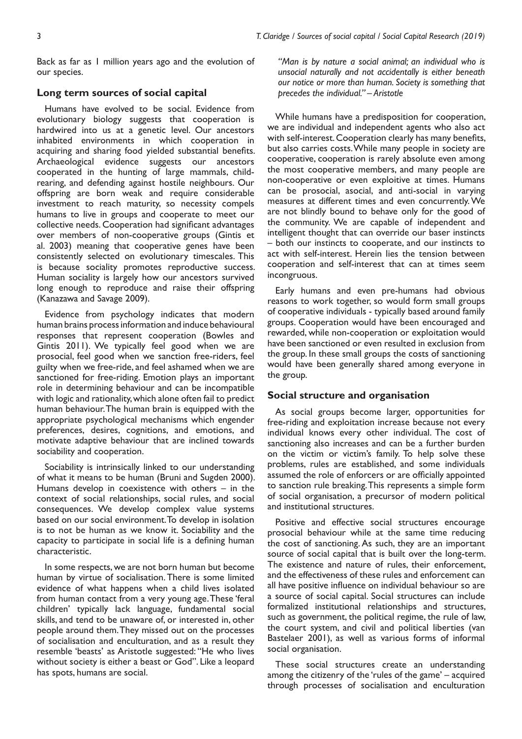Back as far as 1 million years ago and the evolution of our species.

## Long term sources of social capital

Humans have evolved to be social. Evidence from evolutionary biology suggests that cooperation is hardwired into us at a genetic level. Our ancestors inhabited environments in which cooperation in acquiring and sharing food yielded substantial benefits. Archaeological evidence suggests our ancestors cooperated in the hunting of large mammals, child-rearing, and defending against hostile neighbours. Our offspring are born weak and require considerable investment to reach maturity, so necessity compels humans to live in groups and cooperate to meet our collective needs. Cooperation had significant advantages over members of non-cooperative groups (Gintis et al. 2003) meaning that cooperative genes have been consistently selected on evolutionary timescales. This is because sociality promotes reproductive success. Human sociality is largely how our ancestors survived long enough to reproduce and raise their offspring (Kanazawa and Savage 2009).

Evidence from psychology indicates that modern human brains process information and induce behavioural responses that represent cooperation (Bowles and Gintis 2011). We typically feel good when we are prosocial, feel good when we sanction free-riders, feel guilty when we free-ride, and feel ashamed when we are sanctioned for free-riding. Emotion plays an important role in determining behaviour and can be incompatible with logic and rationality, which alone often fail to predict human behaviour. The human brain is equipped with the appropriate psychological mechanisms which engender preferences, desires, cognitions, and emotions, and motivate adaptive behaviour that are inclined towards sociability and cooperation.

Sociability is intrinsically linked to our understanding of what it means to be human (Bruni and Sugden 2000). Humans develop in coexistence with others – in the context of social relationships, social rules, and social consequences. We develop complex value systems based on our social environment. To develop in isolation is to not be human as we know it. Sociability and the capacity to participate in social life is a defining human characteristic.

In some respects, we are not born human but become human by virtue of socialisation. There is some limited evidence of what happens when a child lives isolated from human contact from a very young age. These 'feral children' typically lack language, fundamental social skills, and tend to be unaware of, or interested in, other people around them. They missed out on the processes of socialisation and enculturation, and as a result they resemble 'beasts' as Aristotle suggested: "He who lives without society is either a beast or God". Like a leopard has spots, humans are social.

*"Man is by nature a social animal; an individual who is unsocial naturally and not accidentally is either beneath our notice or more than human. Society is something that precedes the individual." – Aristotle*

While humans have a predisposition for cooperation, we are individual and independent agents who also act with self-interest. Cooperation clearly has many benefits, but also carries costs. While many people in society are cooperative, cooperation is rarely absolute even among the most cooperative members, and many people are non-cooperative or even exploitive at times. Humans can be prosocial, asocial, and anti-social in varying measures at different times and even concurrently. We are not blindly bound to behave only for the good of the community. We are capable of independent and intelligent thought that can override our baser instincts – both our instincts to cooperate, and our instincts to act with self-interest. Herein lies the tension between cooperation and self-interest that can at times seem incongruous.

Early humans and even pre-humans had obvious reasons to work together, so would form small groups of cooperative individuals - typically based around family groups. Cooperation would have been encouraged and rewarded, while non-cooperation or exploitation would have been sanctioned or even resulted in exclusion from the group. In these small groups the costs of sanctioning would have been generally shared among everyone in the group.

## Social structure and organisation

As social groups become larger, opportunities for free-riding and exploitation increase because not every individual knows every other individual. The cost of sanctioning also increases and can be a further burden on the victim or victim's family. To help solve these problems, rules are established, and some individuals assumed the role of enforcers or are officially appointed to sanction rule breaking. This represents a simple form of social organisation, a precursor of modern political and institutional structures.

Positive and effective social structures encourage prosocial behaviour while at the same time reducing the cost of sanctioning. As such, they are an important source of social capital that is built over the long-term. The existence and nature of rules, their enforcement, and the effectiveness of these rules and enforcement can all have positive influence on individual behaviour so are a source of social capital. Social structures can include formalized institutional relationships and structures, such as government, the political regime, the rule of law, the court system, and civil and political liberties (van Bastelaer 2001), as well as various forms of informal social organisation.

These social structures create an understanding among the citizenry of the 'rules of the game' – acquired through processes of socialisation and enculturation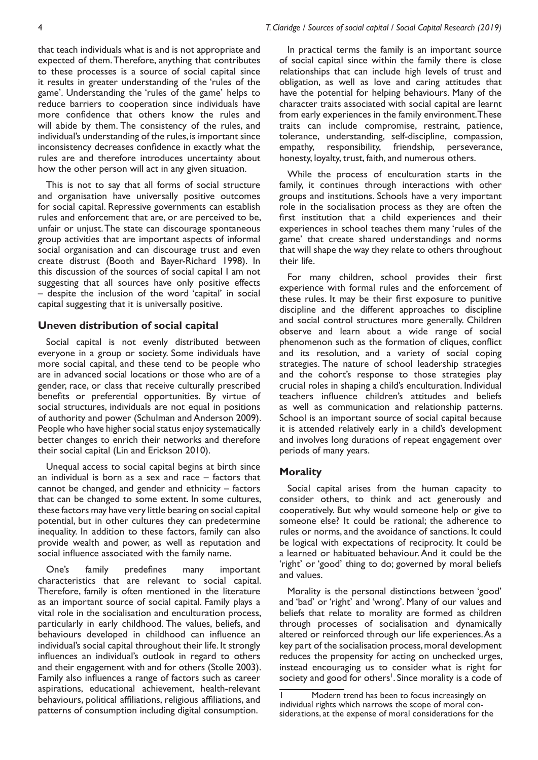that teach individuals what is and is not appropriate and expected of them. Therefore, anything that contributes to these processes is a source of social capital since it results in greater understanding of the 'rules of the game'. Understanding the 'rules of the game' helps to reduce barriers to cooperation since individuals have more confidence that others know the rules and will abide by them. The consistency of the rules, and individual's understanding of the rules, is important since inconsistency decreases confidence in exactly what the rules are and therefore introduces uncertainty about how the other person will act in any given situation.

This is not to say that all forms of social structure and organisation have universally positive outcomes for social capital. Repressive governments can establish rules and enforcement that are, or are perceived to be, unfair or unjust. The state can discourage spontaneous group activities that are important aspects of informal social organisation and can discourage trust and even create distrust (Booth and Bayer-Richard 1998). In this discussion of the sources of social capital I am not suggesting that all sources have only positive effects – despite the inclusion of the word 'capital' in social capital suggesting that it is universally positive.

## Uneven distribution of social capital

Social capital is not evenly distributed between everyone in a group or society. Some individuals have more social capital, and these tend to be people who are in advanced social locations or those who are of a gender, race, or class that receive culturally prescribed benefits or preferential opportunities. By virtue of social structures, individuals are not equal in positions of authority and power (Schulman and Anderson 2009). People who have higher social status enjoy systematically better changes to enrich their networks and therefore their social capital (Lin and Erickson 2010).

Unequal access to social capital begins at birth since an individual is born as a sex and race – factors that cannot be changed, and gender and ethnicity – factors that can be changed to some extent. In some cultures, these factors may have very little bearing on social capital potential, but in other cultures they can predetermine inequality. In addition to these factors, family can also provide wealth and power, as well as reputation and social influence associated with the family name.

One's family predefines many important characteristics that are relevant to social capital. Therefore, family is often mentioned in the literature as an important source of social capital. Family plays a vital role in the socialisation and enculturation process, particularly in early childhood. The values, beliefs, and behaviours developed in childhood can influence an individual's social capital throughout their life. It strongly influences an individual's outlook in regard to others and their engagement with and for others (Stolle 2003). Family also influences a range of factors such as career aspirations, educational achievement, health-relevant behaviours, political affiliations, religious affiliations, and patterns of consumption including digital consumption.

In practical terms the family is an important source of social capital since within the family there is close relationships that can include high levels of trust and obligation, as well as love and caring attitudes that have the potential for helping behaviours. Many of the character traits associated with social capital are learnt from early experiences in the family environment. These traits can include compromise, restraint, patience, tolerance, understanding, self-discipline, compassion, empathy, responsibility, friendship, perseverance, honesty, loyalty, trust, faith, and numerous others.

While the process of enculturation starts in the family, it continues through interactions with other groups and institutions. Schools have a very important role in the socialisation process as they are often the first institution that a child experiences and their experiences in school teaches them many 'rules of the game' that create shared understandings and norms that will shape the way they relate to others throughout their life.

For many children, school provides their first experience with formal rules and the enforcement of these rules. It may be their first exposure to punitive discipline and the different approaches to discipline and social control structures more generally. Children observe and learn about a wide range of social phenomenon such as the formation of cliques, conflict and its resolution, and a variety of social coping strategies. The nature of school leadership strategies and the cohort's response to those strategies play crucial roles in shaping a child's enculturation. Individual teachers influence children's attitudes and beliefs as well as communication and relationship patterns. School is an important source of social capital because it is attended relatively early in a child's development and involves long durations of repeat engagement over periods of many years.

## Morality

Social capital arises from the human capacity to consider others, to think and act generously and cooperatively. But why would someone help or give to someone else? It could be rational; the adherence to rules or norms, and the avoidance of sanctions. It could be logical with expectations of reciprocity. It could be a learned or habituated behaviour. And it could be the 'right' or 'good' thing to do; governed by moral beliefs and values.

Morality is the personal distinctions between 'good' and 'bad' or 'right' and 'wrong'. Many of our values and beliefs that relate to morality are formed as children through processes of socialisation and dynamically altered or reinforced through our life experiences. As a key part of the socialisation process, moral development reduces the propensity for acting on unchecked urges, instead encouraging us to consider what is right for society and good for others[1]. Since morality is a code of

[1] Modern trend has been to focus increasingly on individual rights which narrows the scope of moral considerations, at the expense of moral considerations for the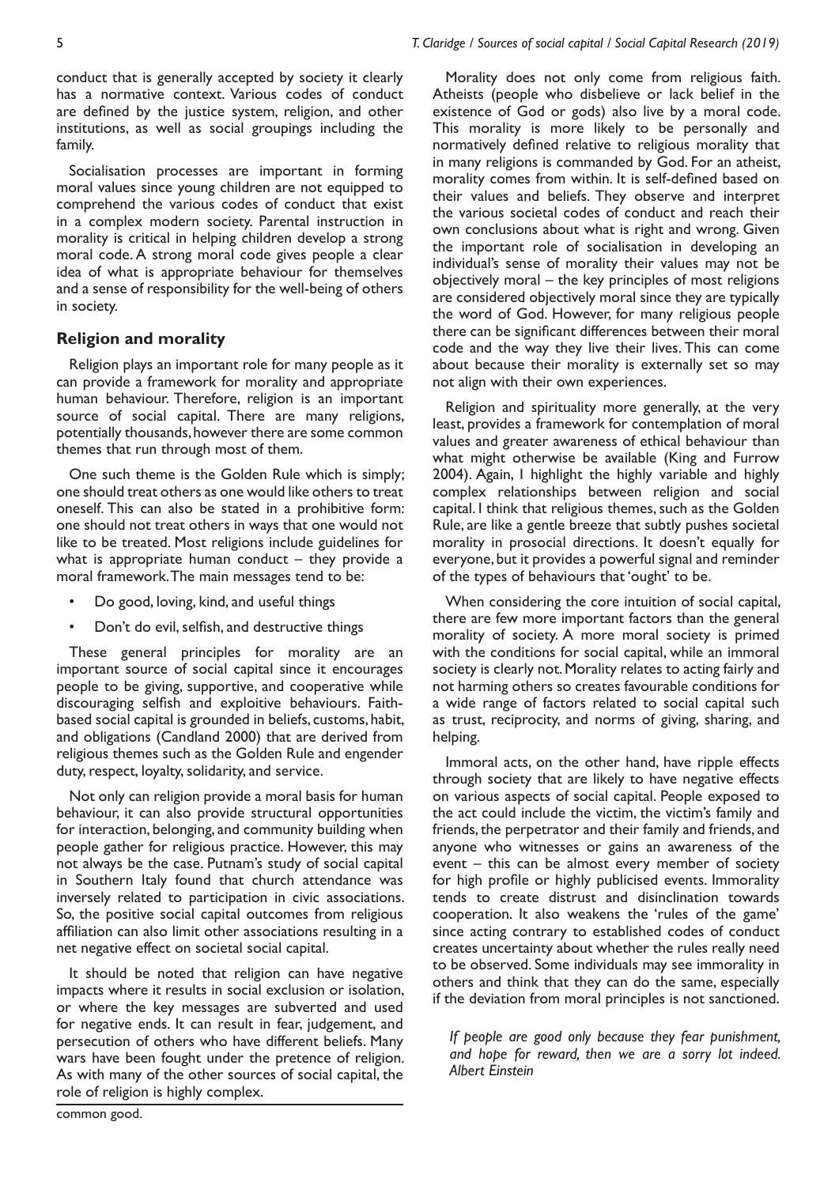conduct that is generally accepted by society it clearly has a normative context. Various codes of conduct are defined by the justice system, religion, and other institutions, as well as social groupings including the family.

Socialisation processes are important in forming moral values since young children are not equipped to comprehend the various codes of conduct that exist in a complex modern society. Parental instruction in morality is critical in helping children develop a strong moral code. A strong moral code gives people a clear idea of what is appropriate behaviour for themselves and a sense of responsibility for the well-being of others in society.

## Religion and morality

Religion plays an important role for many people as it can provide a framework for morality and appropriate human behaviour. Therefore, religion is an important source of social capital. There are many religions, potentially thousands, however there are some common themes that run through most of them.

One such theme is the Golden Rule which is simply; one should treat others as one would like others to treat oneself. This can also be stated in a prohibitive form: one should not treat others in ways that one would not like to be treated. Most religions include guidelines for what is appropriate human conduct – they provide a moral framework. The main messages tend to be:

- Do good, loving, kind, and useful things
- Don't do evil, selfish, and destructive things

These general principles for morality are an important source of social capital since it encourages people to be giving, supportive, and cooperative while discouraging selfish and exploitive behaviours. Faith-based social capital is grounded in beliefs, customs, habit, and obligations (Candland 2000) that are derived from religious themes such as the Golden Rule and engender duty, respect, loyalty, solidarity, and service.

Not only can religion provide a moral basis for human behaviour, it can also provide structural opportunities for interaction, belonging, and community building when people gather for religious practice. However, this may not always be the case. Putnam's study of social capital in Southern Italy found that church attendance was inversely related to participation in civic associations. So, the positive social capital outcomes from religious affiliation can also limit other associations resulting in a net negative effect on societal social capital.

It should be noted that religion can have negative impacts where it results in social exclusion or isolation, or where the key messages are subverted and used for negative ends. It can result in fear, judgement, and persecution of others who have different beliefs. Many wars have been fought under the pretence of religion. As with many of the other sources of social capital, the role of religion is highly complex.

common good.

Morality does not only come from religious faith. Atheists (people who disbelieve or lack belief in the existence of God or gods) also live by a moral code. This morality is more likely to be personally and normatively defined relative to religious morality that in many religions is commanded by God. For an atheist, morality comes from within. It is self-defined based on their values and beliefs. They observe and interpret the various societal codes of conduct and reach their own conclusions about what is right and wrong. Given the important role of socialisation in developing an individual's sense of morality their values may not be objectively moral – the key principles of most religions are considered objectively moral since they are typically the word of God. However, for many religious people there can be significant differences between their moral code and the way they live their lives. This can come about because their morality is externally set so may not align with their own experiences.

Religion and spirituality more generally, at the very least, provides a framework for contemplation of moral values and greater awareness of ethical behaviour than what might otherwise be available (King and Furrow 2004). Again, I highlight the highly variable and highly complex relationships between religion and social capital. I think that religious themes, such as the Golden Rule, are like a gentle breeze that subtly pushes societal morality in prosocial directions. It doesn't equally for everyone, but it provides a powerful signal and reminder of the types of behaviours that 'ought' to be.

When considering the core intuition of social capital, there are few more important factors than the general morality of society. A more moral society is primed with the conditions for social capital, while an immoral society is clearly not. Morality relates to acting fairly and not harming others so creates favourable conditions for a wide range of factors related to social capital such as trust, reciprocity, and norms of giving, sharing, and helping.

Immoral acts, on the other hand, have ripple effects through society that are likely to have negative effects on various aspects of social capital. People exposed to the act could include the victim, the victim's family and friends, the perpetrator and their family and friends, and anyone who witnesses or gains an awareness of the event – this can be almost every member of society for high profile or highly publicised events. Immorality tends to create distrust and disinclination towards cooperation. It also weakens the 'rules of the game' since acting contrary to established codes of conduct creates uncertainty about whether the rules really need to be observed. Some individuals may see immorality in others and think that they can do the same, especially if the deviation from moral principles is not sanctioned.

*If people are good only because they fear punishment, and hope for reward, then we are a sorry lot indeed. Albert Einstein*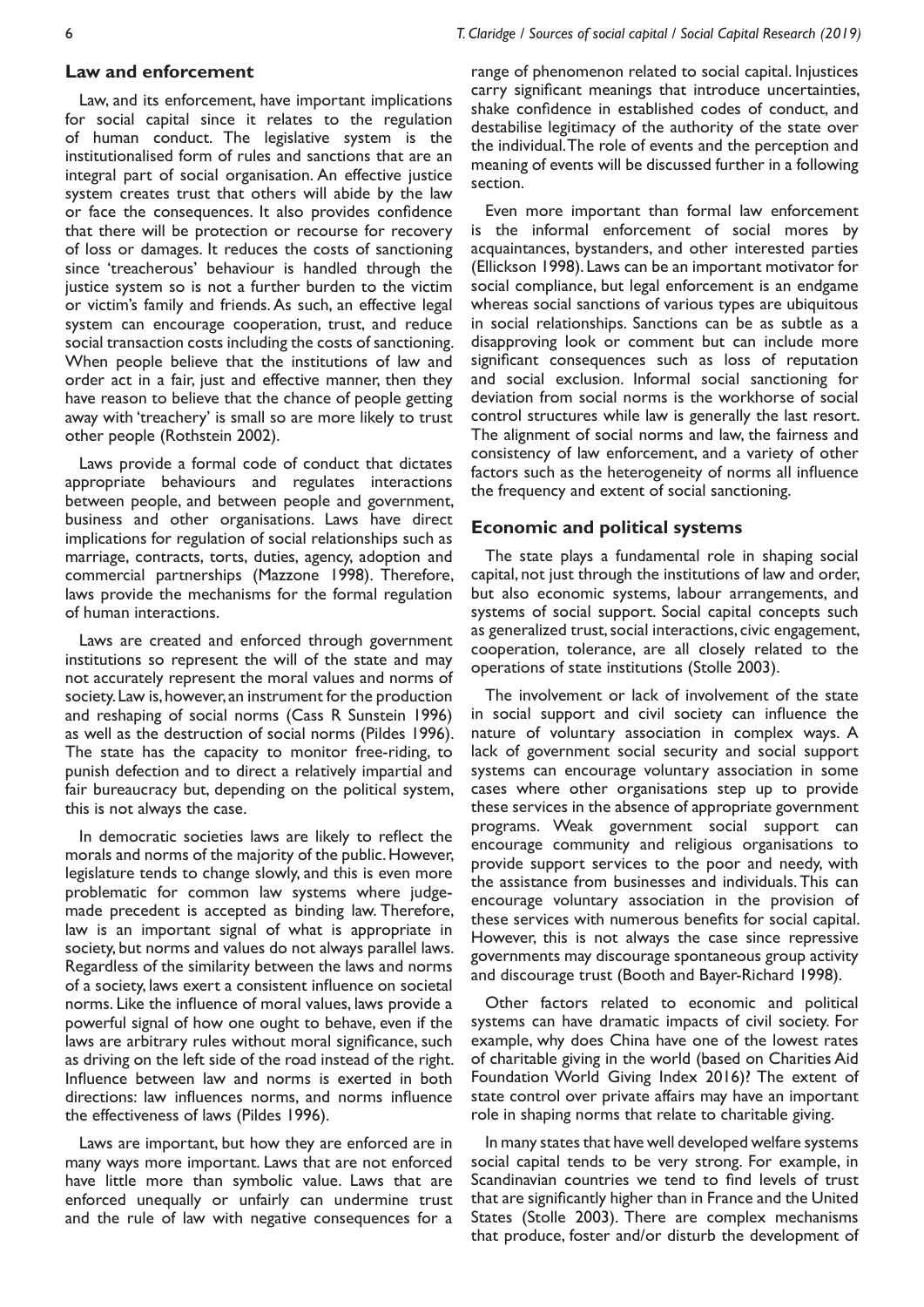## Law and enforcement

Law, and its enforcement, have important implications for social capital since it relates to the regulation of human conduct. The legislative system is the institutionalised form of rules and sanctions that are an integral part of social organisation. An effective justice system creates trust that others will abide by the law or face the consequences. It also provides confidence that there will be protection or recourse for recovery of loss or damages. It reduces the costs of sanctioning since 'treacherous' behaviour is handled through the justice system so is not a further burden to the victim or victim's family and friends. As such, an effective legal system can encourage cooperation, trust, and reduce social transaction costs including the costs of sanctioning. When people believe that the institutions of law and order act in a fair, just and effective manner, then they have reason to believe that the chance of people getting away with 'treachery' is small so are more likely to trust other people (Rothstein 2002).

Laws provide a formal code of conduct that dictates appropriate behaviours and regulates interactions between people, and between people and government, business and other organisations. Laws have direct implications for regulation of social relationships such as marriage, contracts, torts, duties, agency, adoption and commercial partnerships (Mazzone 1998). Therefore, laws provide the mechanisms for the formal regulation of human interactions.

Laws are created and enforced through government institutions so represent the will of the state and may not accurately represent the moral values and norms of society. Law is, however, an instrument for the production and reshaping of social norms (Cass R Sunstein 1996) as well as the destruction of social norms (Pildes 1996). The state has the capacity to monitor free-riding, to punish defection and to direct a relatively impartial and fair bureaucracy but, depending on the political system, this is not always the case.

In democratic societies laws are likely to reflect the morals and norms of the majority of the public. However, legislature tends to change slowly, and this is even more problematic for common law systems where judge-made precedent is accepted as binding law. Therefore, law is an important signal of what is appropriate in society, but norms and values do not always parallel laws. Regardless of the similarity between the laws and norms of a society, laws exert a consistent influence on societal norms. Like the influence of moral values, laws provide a powerful signal of how one ought to behave, even if the laws are arbitrary rules without moral significance, such as driving on the left side of the road instead of the right. Influence between law and norms is exerted in both directions: law influences norms, and norms influence the effectiveness of laws (Pildes 1996).

Laws are important, but how they are enforced are in many ways more important. Laws that are not enforced have little more than symbolic value. Laws that are enforced unequally or unfairly can undermine trust and the rule of law with negative consequences for a range of phenomenon related to social capital. Injustices carry significant meanings that introduce uncertainties, shake confidence in established codes of conduct, and destabilise legitimacy of the authority of the state over the individual. The role of events and the perception and meaning of events will be discussed further in a following section.

Even more important than formal law enforcement is the informal enforcement of social mores by acquaintances, bystanders, and other interested parties (Ellickson 1998). Laws can be an important motivator for social compliance, but legal enforcement is an endgame whereas social sanctions of various types are ubiquitous in social relationships. Sanctions can be as subtle as a disapproving look or comment but can include more significant consequences such as loss of reputation and social exclusion. Informal social sanctioning for deviation from social norms is the workhorse of social control structures while law is generally the last resort. The alignment of social norms and law, the fairness and consistency of law enforcement, and a variety of other factors such as the heterogeneity of norms all influence the frequency and extent of social sanctioning.

## Economic and political systems

The state plays a fundamental role in shaping social capital, not just through the institutions of law and order, but also economic systems, labour arrangements, and systems of social support. Social capital concepts such as generalized trust, social interactions, civic engagement, cooperation, tolerance, are all closely related to the operations of state institutions (Stolle 2003).

The involvement or lack of involvement of the state in social support and civil society can influence the nature of voluntary association in complex ways. A lack of government social security and social support systems can encourage voluntary association in some cases where other organisations step up to provide these services in the absence of appropriate government programs. Weak government social support can encourage community and religious organisations to provide support services to the poor and needy, with the assistance from businesses and individuals. This can encourage voluntary association in the provision of these services with numerous benefits for social capital. However, this is not always the case since repressive governments may discourage spontaneous group activity and discourage trust (Booth and Bayer-Richard 1998).

Other factors related to economic and political systems can have dramatic impacts of civil society. For example, why does China have one of the lowest rates of charitable giving in the world (based on Charities Aid Foundation World Giving Index 2016)? The extent of state control over private affairs may have an important role in shaping norms that relate to charitable giving.

In many states that have well developed welfare systems social capital tends to be very strong. For example, in Scandinavian countries we tend to find levels of trust that are significantly higher than in France and the United States (Stolle 2003). There are complex mechanisms that produce, foster and/or disturb the development of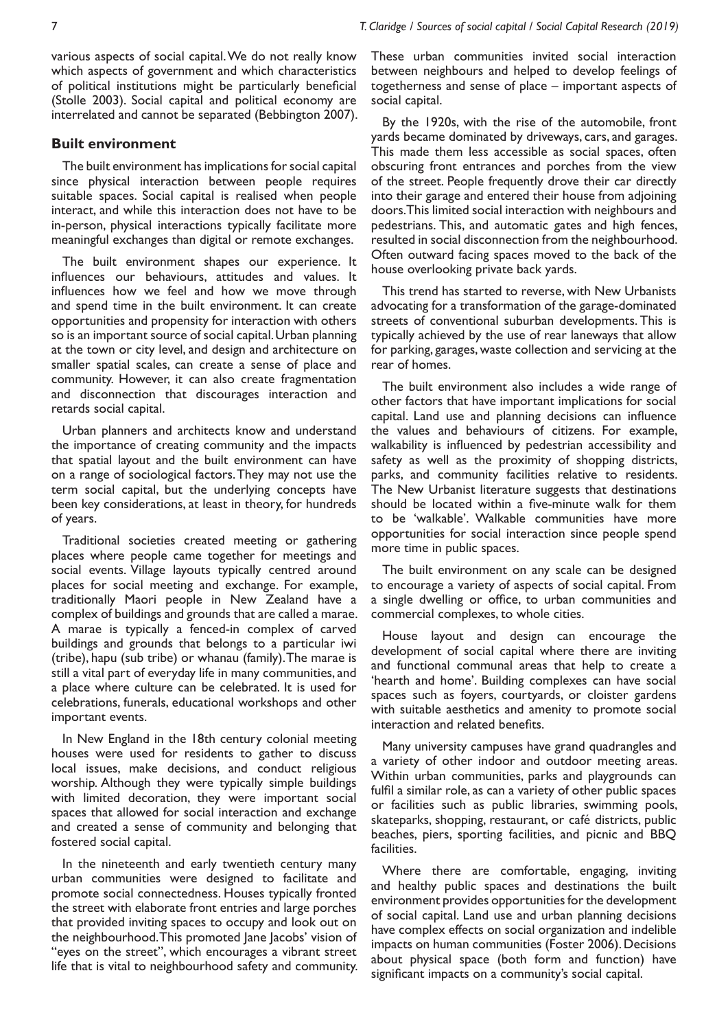various aspects of social capital. We do not really know which aspects of government and which characteristics of political institutions might be particularly beneficial (Stolle 2003). Social capital and political economy are interrelated and cannot be separated (Bebbington 2007).

## Built environment

The built environment has implications for social capital since physical interaction between people requires suitable spaces. Social capital is realised when people interact, and while this interaction does not have to be in-person, physical interactions typically facilitate more meaningful exchanges than digital or remote exchanges.

The built environment shapes our experience. It influences our behaviours, attitudes and values. It influences how we feel and how we move through and spend time in the built environment. It can create opportunities and propensity for interaction with others so is an important source of social capital. Urban planning at the town or city level, and design and architecture on smaller spatial scales, can create a sense of place and community. However, it can also create fragmentation and disconnection that discourages interaction and retards social capital.

Urban planners and architects know and understand the importance of creating community and the impacts that spatial layout and the built environment can have on a range of sociological factors. They may not use the term social capital, but the underlying concepts have been key considerations, at least in theory, for hundreds of years.

Traditional societies created meeting or gathering places where people came together for meetings and social events. Village layouts typically centred around places for social meeting and exchange. For example, traditionally Maori people in New Zealand have a complex of buildings and grounds that are called a marae. A marae is typically a fenced-in complex of carved buildings and grounds that belongs to a particular iwi (tribe), hapu (sub tribe) or whanau (family). The marae is still a vital part of everyday life in many communities, and a place where culture can be celebrated. It is used for celebrations, funerals, educational workshops and other important events.

In New England in the 18th century colonial meeting houses were used for residents to gather to discuss local issues, make decisions, and conduct religious worship. Although they were typically simple buildings with limited decoration, they were important social spaces that allowed for social interaction and exchange and created a sense of community and belonging that fostered social capital.

In the nineteenth and early twentieth century many urban communities were designed to facilitate and promote social connectedness. Houses typically fronted the street with elaborate front entries and large porches that provided inviting spaces to occupy and look out on the neighbourhood. This promoted Jane Jacobs' vision of "eyes on the street", which encourages a vibrant street life that is vital to neighbourhood safety and community. These urban communities invited social interaction between neighbours and helped to develop feelings of togetherness and sense of place – important aspects of social capital.

By the 1920s, with the rise of the automobile, front yards became dominated by driveways, cars, and garages. This made them less accessible as social spaces, often obscuring front entrances and porches from the view of the street. People frequently drove their car directly into their garage and entered their house from adjoining doors. This limited social interaction with neighbours and pedestrians. This, and automatic gates and high fences, resulted in social disconnection from the neighbourhood. Often outward facing spaces moved to the back of the house overlooking private back yards.

This trend has started to reverse, with New Urbanists advocating for a transformation of the garage-dominated streets of conventional suburban developments. This is typically achieved by the use of rear laneways that allow for parking, garages, waste collection and servicing at the rear of homes.

The built environment also includes a wide range of other factors that have important implications for social capital. Land use and planning decisions can influence the values and behaviours of citizens. For example, walkability is influenced by pedestrian accessibility and safety as well as the proximity of shopping districts, parks, and community facilities relative to residents. The New Urbanist literature suggests that destinations should be located within a five-minute walk for them to be 'walkable'. Walkable communities have more opportunities for social interaction since people spend more time in public spaces.

The built environment on any scale can be designed to encourage a variety of aspects of social capital. From a single dwelling or office, to urban communities and commercial complexes, to whole cities.

House layout and design can encourage the development of social capital where there are inviting and functional communal areas that help to create a 'hearth and home'. Building complexes can have social spaces such as foyers, courtyards, or cloister gardens with suitable aesthetics and amenity to promote social interaction and related benefits.

Many university campuses have grand quadrangles and a variety of other indoor and outdoor meeting areas. Within urban communities, parks and playgrounds can fulfil a similar role, as can a variety of other public spaces or facilities such as public libraries, swimming pools, skateparks, shopping, restaurant, or café districts, public beaches, piers, sporting facilities, and picnic and BBQ facilities.

Where there are comfortable, engaging, inviting and healthy public spaces and destinations the built environment provides opportunities for the development of social capital. Land use and urban planning decisions have complex effects on social organization and indelible impacts on human communities (Foster 2006). Decisions about physical space (both form and function) have significant impacts on a community's social capital.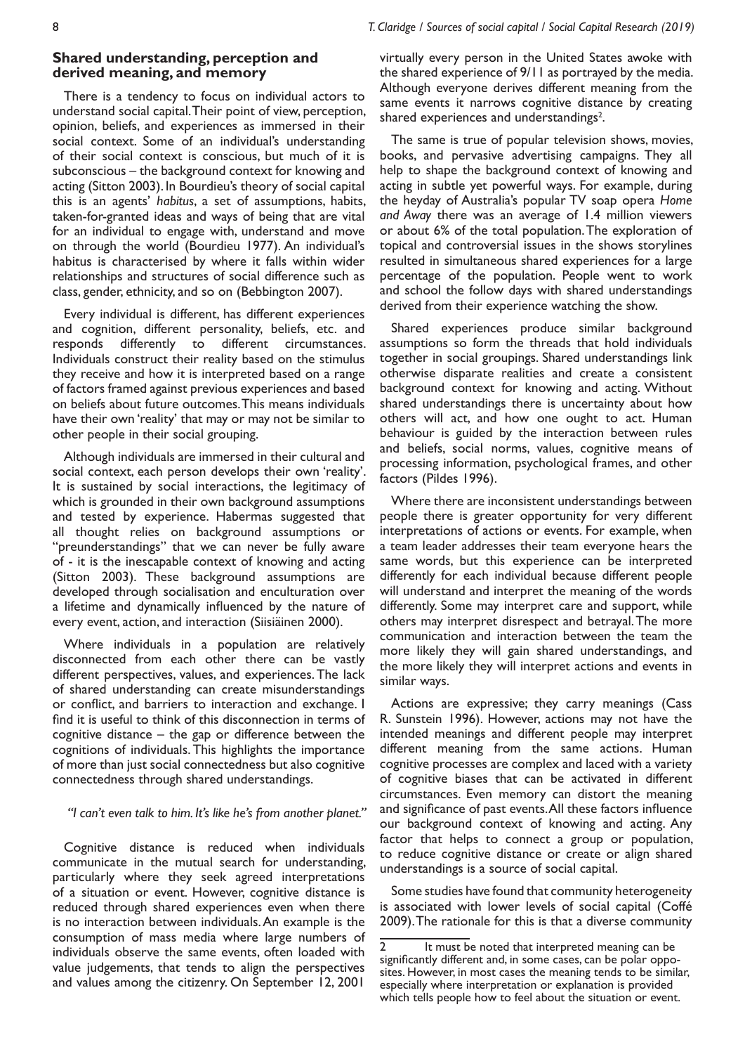## Shared understanding, perception and derived meaning, and memory

There is a tendency to focus on individual actors to understand social capital. Their point of view, perception, opinion, beliefs, and experiences as immersed in their social context. Some of an individual's understanding of their social context is conscious, but much of it is subconscious – the background context for knowing and acting (Sitton 2003). In Bourdieu's theory of social capital this is an agents' *habitus*, a set of assumptions, habits, taken-for-granted ideas and ways of being that are vital for an individual to engage with, understand and move on through the world (Bourdieu 1977). An individual's habitus is characterised by where it falls within wider relationships and structures of social difference such as class, gender, ethnicity, and so on (Bebbington 2007).

Every individual is different, has different experiences and cognition, different personality, beliefs, etc. and responds differently to different circumstances. Individuals construct their reality based on the stimulus they receive and how it is interpreted based on a range of factors framed against previous experiences and based on beliefs about future outcomes. This means individuals have their own 'reality' that may or may not be similar to other people in their social grouping.

Although individuals are immersed in their cultural and social context, each person develops their own 'reality'. It is sustained by social interactions, the legitimacy of which is grounded in their own background assumptions and tested by experience. Habermas suggested that all thought relies on background assumptions or "preunderstandings" that we can never be fully aware of - it is the inescapable context of knowing and acting (Sitton 2003). These background assumptions are developed through socialisation and enculturation over a lifetime and dynamically influenced by the nature of every event, action, and interaction (Siisiäinen 2000).

Where individuals in a population are relatively disconnected from each other there can be vastly different perspectives, values, and experiences. The lack of shared understanding can create misunderstandings or conflict, and barriers to interaction and exchange. I find it is useful to think of this disconnection in terms of cognitive distance – the gap or difference between the cognitions of individuals. This highlights the importance of more than just social connectedness but also cognitive connectedness through shared understandings.

*"I can't even talk to him. It's like he's from another planet."*

Cognitive distance is reduced when individuals communicate in the mutual search for understanding, particularly where they seek agreed interpretations of a situation or event. However, cognitive distance is reduced through shared experiences even when there is no interaction between individuals. An example is the consumption of mass media where large numbers of individuals observe the same events, often loaded with value judgements, that tends to align the perspectives and values among the citizenry. On September 12, 2001 virtually every person in the United States awoke with the shared experience of 9/11 as portrayed by the media. Although everyone derives different meaning from the same events it narrows cognitive distance by creating shared experiences and understandings[2].

The same is true of popular television shows, movies, books, and pervasive advertising campaigns. They all help to shape the background context of knowing and acting in subtle yet powerful ways. For example, during the heyday of Australia's popular TV soap opera *Home and Away* there was an average of 1.4 million viewers or about 6% of the total population. The exploration of topical and controversial issues in the shows storylines resulted in simultaneous shared experiences for a large percentage of the population. People went to work and school the follow days with shared understandings derived from their experience watching the show.

Shared experiences produce similar background assumptions so form the threads that hold individuals together in social groupings. Shared understandings link otherwise disparate realities and create a consistent background context for knowing and acting. Without shared understandings there is uncertainty about how others will act, and how one ought to act. Human behaviour is guided by the interaction between rules and beliefs, social norms, values, cognitive means of processing information, psychological frames, and other factors (Pildes 1996).

Where there are inconsistent understandings between people there is greater opportunity for very different interpretations of actions or events. For example, when a team leader addresses their team everyone hears the same words, but this experience can be interpreted differently for each individual because different people will understand and interpret the meaning of the words differently. Some may interpret care and support, while others may interpret disrespect and betrayal. The more communication and interaction between the team the more likely they will gain shared understandings, and the more likely they will interpret actions and events in similar ways.

Actions are expressive; they carry meanings (Cass R. Sunstein 1996). However, actions may not have the intended meanings and different people may interpret different meaning from the same actions. Human cognitive processes are complex and laced with a variety of cognitive biases that can be activated in different circumstances. Even memory can distort the meaning and significance of past events. All these factors influence our background context of knowing and acting. Any factor that helps to connect a group or population, to reduce cognitive distance or create or align shared understandings is a source of social capital.

Some studies have found that community heterogeneity is associated with lower levels of social capital (Coffé 2009). The rationale for this is that a diverse community

2 It must be noted that interpreted meaning can be significantly different and, in some cases, can be polar opposites. However, in most cases the meaning tends to be similar, especially where interpretation or explanation is provided which tells people how to feel about the situation or event.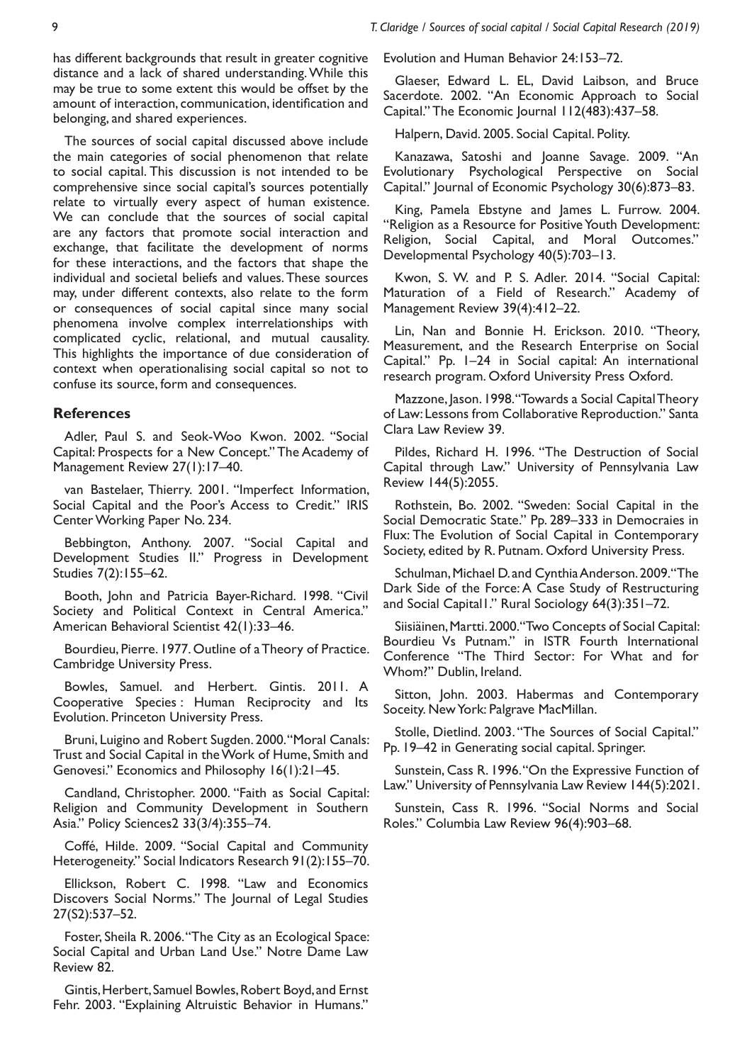has different backgrounds that result in greater cognitive distance and a lack of shared understanding. While this may be true to some extent this would be offset by the amount of interaction, communication, identification and belonging, and shared experiences.

The sources of social capital discussed above include the main categories of social phenomenon that relate to social capital. This discussion is not intended to be comprehensive since social capital's sources potentially relate to virtually every aspect of human existence. We can conclude that the sources of social capital are any factors that promote social interaction and exchange, that facilitate the development of norms for these interactions, and the factors that shape the individual and societal beliefs and values. These sources may, under different contexts, also relate to the form or consequences of social capital since many social phenomena involve complex interrelationships with complicated cyclic, relational, and mutual causality. This highlights the importance of due consideration of context when operationalising social capital so not to confuse its source, form and consequences.

## References

Adler, Paul S. and Seok-Woo Kwon. 2002. "Social Capital: Prospects for a New Concept." The Academy of Management Review 27(1):17–40.

van Bastelaer, Thierry. 2001. "Imperfect Information, Social Capital and the Poor's Access to Credit." IRIS Center Working Paper No. 234.

Bebbington, Anthony. 2007. "Social Capital and Development Studies II." Progress in Development Studies 7(2):155–62.

Booth, John and Patricia Bayer-Richard. 1998. "Civil Society and Political Context in Central America." American Behavioral Scientist 42(1):33–46.

Bourdieu, Pierre. 1977. Outline of a Theory of Practice. Cambridge University Press.

Bowles, Samuel. and Herbert. Gintis. 2011. A Cooperative Species : Human Reciprocity and Its Evolution. Princeton University Press.

Bruni, Luigino and Robert Sugden. 2000. "Moral Canals: Trust and Social Capital in the Work of Hume, Smith and Genovesi." Economics and Philosophy 16(1):21–45.

Candland, Christopher. 2000. "Faith as Social Capital: Religion and Community Development in Southern Asia." Policy Sciences2 33(3/4):355–74.

Coffé, Hilde. 2009. "Social Capital and Community Heterogeneity." Social Indicators Research 91(2):155–70.

Ellickson, Robert C. 1998. "Law and Economics Discovers Social Norms." The Journal of Legal Studies 27(S2):537–52.

Foster, Sheila R. 2006. "The City as an Ecological Space: Social Capital and Urban Land Use." Notre Dame Law Review 82.

Gintis, Herbert, Samuel Bowles, Robert Boyd, and Ernst Fehr. 2003. "Explaining Altruistic Behavior in Humans." Evolution and Human Behavior 24:153–72.

Glaeser, Edward L. EL, David Laibson, and Bruce Sacerdote. 2002. "An Economic Approach to Social Capital." The Economic Journal 112(483):437–58.

Halpern, David. 2005. Social Capital. Polity.

Kanazawa, Satoshi and Joanne Savage. 2009. "An Evolutionary Psychological Perspective on Social Capital." Journal of Economic Psychology 30(6):873–83.

King, Pamela Ebstyne and James L. Furrow. 2004. "Religion as a Resource for Positive Youth Development: Religion, Social Capital, and Moral Outcomes." Developmental Psychology 40(5):703–13.

Kwon, S. W. and P. S. Adler. 2014. "Social Capital: Maturation of a Field of Research." Academy of Management Review 39(4):412–22.

Lin, Nan and Bonnie H. Erickson. 2010. "Theory, Measurement, and the Research Enterprise on Social Capital." Pp. 1–24 in Social capital: An international research program. Oxford University Press Oxford.

Mazzone, Jason. 1998. "Towards a Social Capital Theory of Law: Lessons from Collaborative Reproduction." Santa Clara Law Review 39.

Pildes, Richard H. 1996. "The Destruction of Social Capital through Law." University of Pennsylvania Law Review 144(5):2055.

Rothstein, Bo. 2002. "Sweden: Social Capital in the Social Democratic State." Pp. 289–333 in Democraies in Flux: The Evolution of Social Capital in Contemporary Society, edited by R. Putnam. Oxford University Press.

Schulman, Michael D. and Cynthia Anderson. 2009. "The Dark Side of the Force: A Case Study of Restructuring and Social Capital1." Rural Sociology 64(3):351–72.

Siisiäinen, Martti. 2000. "Two Concepts of Social Capital: Bourdieu Vs Putnam." in ISTR Fourth International Conference "The Third Sector: For What and for Whom?" Dublin, Ireland.

Sitton, John. 2003. Habermas and Contemporary Soceity. New York: Palgrave MacMillan.

Stolle, Dietlind. 2003. "The Sources of Social Capital." Pp. 19–42 in Generating social capital. Springer.

Sunstein, Cass R. 1996. "On the Expressive Function of Law." University of Pennsylvania Law Review 144(5):2021.

Sunstein, Cass R. 1996. "Social Norms and Social Roles." Columbia Law Review 96(4):903–68.